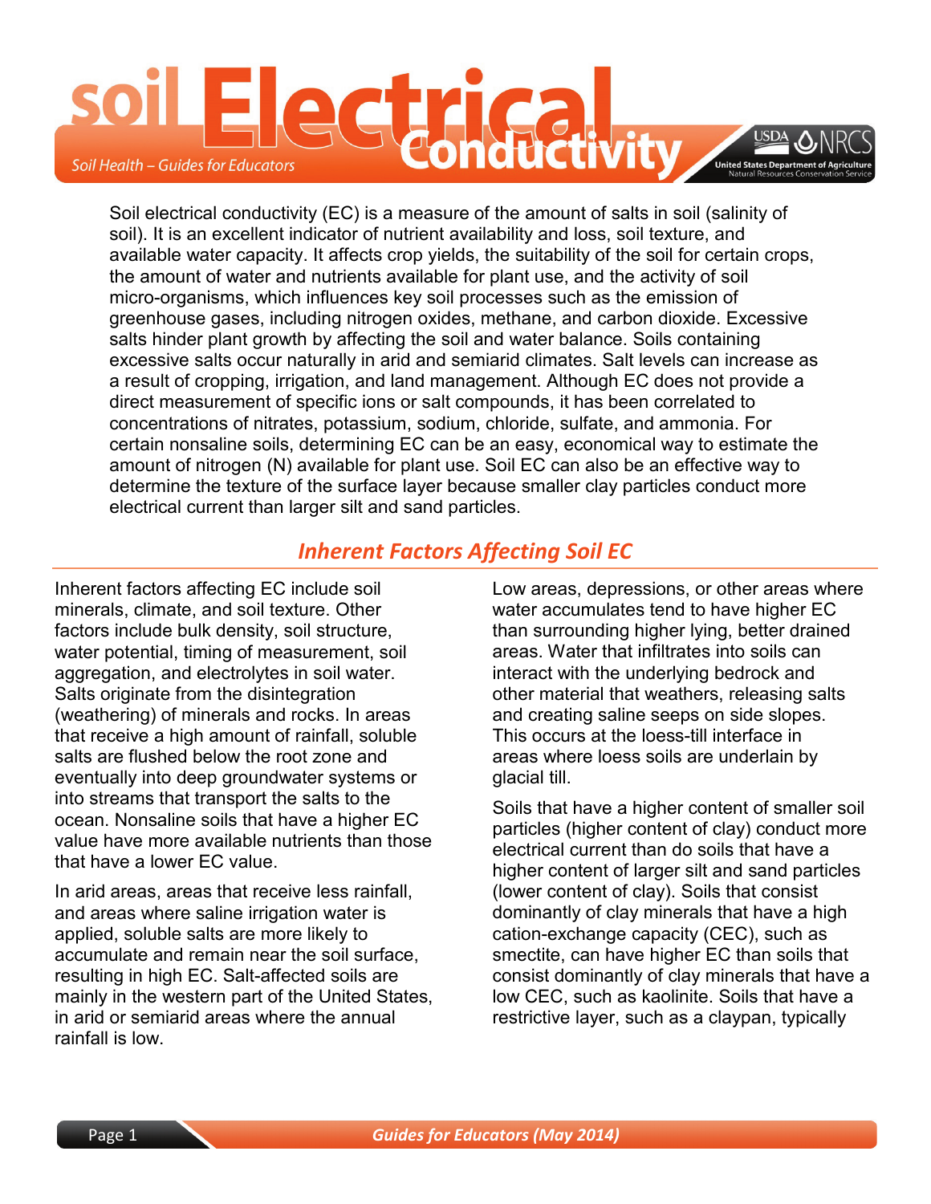# Soil Electrical Conductivity

*Soil Health – Guides for Educators*

USDA NRCS — United States Department of Agriculture, Natural Resources Conservation Service

Soil electrical conductivity (EC) is a measure of the amount of salts in soil (salinity of soil). It is an excellent indicator of nutrient availability and loss, soil texture, and available water capacity. It affects crop yields, the suitability of the soil for certain crops, the amount of water and nutrients available for plant use, and the activity of soil micro-organisms, which influences key soil processes such as the emission of greenhouse gases, including nitrogen oxides, methane, and carbon dioxide. Excessive salts hinder plant growth by affecting the soil and water balance. Soils containing excessive salts occur naturally in arid and semiarid climates. Salt levels can increase as a result of cropping, irrigation, and land management. Although EC does not provide a direct measurement of specific ions or salt compounds, it has been correlated to concentrations of nitrates, potassium, sodium, chloride, sulfate, and ammonia. For certain nonsaline soils, determining EC can be an easy, economical way to estimate the amount of nitrogen (N) available for plant use. Soil EC can also be an effective way to determine the texture of the surface layer because smaller clay particles conduct more electrical current than larger silt and sand particles.

## *Inherent Factors Affecting Soil EC*

Inherent factors affecting EC include soil minerals, climate, and soil texture. Other factors include bulk density, soil structure, water potential, timing of measurement, soil aggregation, and electrolytes in soil water. Salts originate from the disintegration (weathering) of minerals and rocks. In areas that receive a high amount of rainfall, soluble salts are flushed below the root zone and eventually into deep groundwater systems or into streams that transport the salts to the ocean. Nonsaline soils that have a higher EC value have more available nutrients than those that have a lower EC value.

In arid areas, areas that receive less rainfall, and areas where saline irrigation water is applied, soluble salts are more likely to accumulate and remain near the soil surface, resulting in high EC. Salt-affected soils are mainly in the western part of the United States, in arid or semiarid areas where the annual rainfall is low.

Low areas, depressions, or other areas where water accumulates tend to have higher EC than surrounding higher lying, better drained areas. Water that infiltrates into soils can interact with the underlying bedrock and other material that weathers, releasing salts and creating saline seeps on side slopes. This occurs at the loess-till interface in areas where loess soils are underlain by glacial till.

Soils that have a higher content of smaller soil particles (higher content of clay) conduct more electrical current than do soils that have a higher content of larger silt and sand particles (lower content of clay). Soils that consist dominantly of clay minerals that have a high cation-exchange capacity (CEC), such as smectite, can have higher EC than soils that consist dominantly of clay minerals that have a low CEC, such as kaolinite. Soils that have a restrictive layer, such as a claypan, typically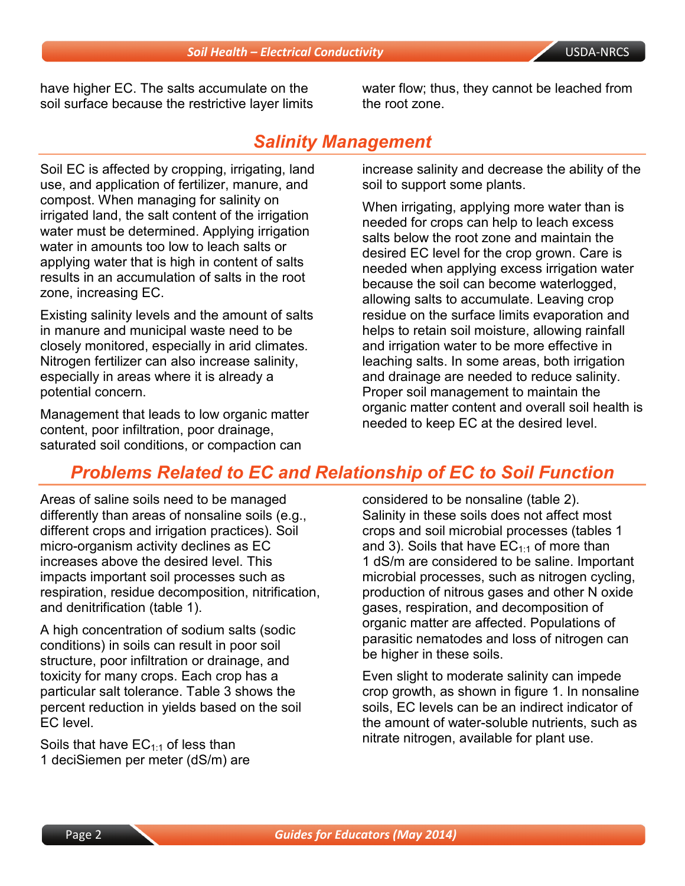have higher EC. The salts accumulate on the soil surface because the restrictive layer limits water flow; thus, they cannot be leached from the root zone.

## Salinity Management

Soil EC is affected by cropping, irrigating, land use, and application of fertilizer, manure, and compost. When managing for salinity on irrigated land, the salt content of the irrigation water must be determined. Applying irrigation water in amounts too low to leach salts or applying water that is high in content of salts results in an accumulation of salts in the root zone, increasing EC.

Existing salinity levels and the amount of salts in manure and municipal waste need to be closely monitored, especially in arid climates. Nitrogen fertilizer can also increase salinity, especially in areas where it is already a potential concern.

Management that leads to low organic matter content, poor infiltration, poor drainage, saturated soil conditions, or compaction can increase salinity and decrease the ability of the soil to support some plants.

When irrigating, applying more water than is needed for crops can help to leach excess salts below the root zone and maintain the desired EC level for the crop grown. Care is needed when applying excess irrigation water because the soil can become waterlogged, allowing salts to accumulate. Leaving crop residue on the surface limits evaporation and helps to retain soil moisture, allowing rainfall and irrigation water to be more effective in leaching salts. In some areas, both irrigation and drainage are needed to reduce salinity. Proper soil management to maintain the organic matter content and overall soil health is needed to keep EC at the desired level.

## Problems Related to EC and Relationship of EC to Soil Function

Areas of saline soils need to be managed differently than areas of nonsaline soils (e.g., different crops and irrigation practices). Soil micro-organism activity declines as EC increases above the desired level. This impacts important soil processes such as respiration, residue decomposition, nitrification, and denitrification (table 1).

A high concentration of sodium salts (sodic conditions) in soils can result in poor soil structure, poor infiltration or drainage, and toxicity for many crops. Each crop has a particular salt tolerance. Table 3 shows the percent reduction in yields based on the soil EC level.

Soils that have $EC_{1:1}$ of less than 1 deciSiemen per meter (dS/m) are considered to be nonsaline (table 2). Salinity in these soils does not affect most crops and soil microbial processes (tables 1 and 3). Soils that have $EC_{1:1}$ of more than 1 dS/m are considered to be saline. Important microbial processes, such as nitrogen cycling, production of nitrous gases and other N oxide gases, respiration, and decomposition of organic matter are affected. Populations of parasitic nematodes and loss of nitrogen can be higher in these soils.

Even slight to moderate salinity can impede crop growth, as shown in figure 1. In nonsaline soils, EC levels can be an indirect indicator of the amount of water-soluble nutrients, such as nitrate nitrogen, available for plant use.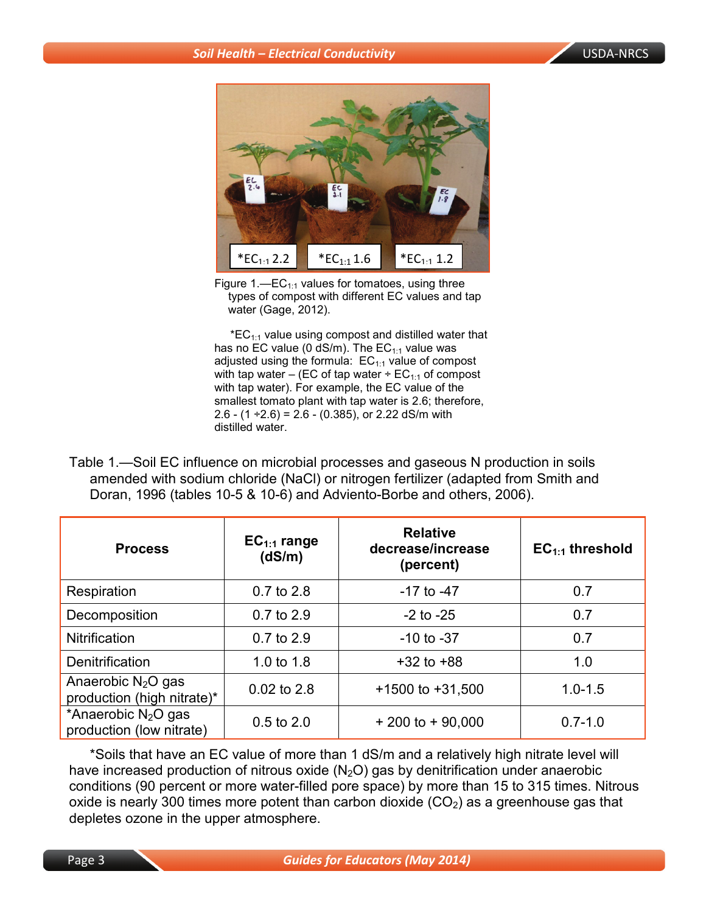Figure 1.—$EC_{1:1}$ values for tomatoes, using three types of compost with different EC values and tap water (Gage, 2012).

*$EC_{1:1}$ value using compost and distilled water that has no EC value (0 dS/m). The $EC_{1:1}$ value was adjusted using the formula: $EC_{1:1}$ value of compost with tap water – (EC of tap water ÷ $EC_{1:1}$ of compost with tap water). For example, the EC value of the smallest tomato plant with tap water is 2.6; therefore, 2.6 - (1 ÷2.6) = 2.6 - (0.385), or 2.22 dS/m with distilled water.

Table 1.—Soil EC influence on microbial processes and gaseous N production in soils amended with sodium chloride (NaCl) or nitrogen fertilizer (adapted from Smith and Doran, 1996 (tables 10-5 & 10-6) and Adviento-Borbe and others, 2006).

| Process | $EC_{1:1}$ range (dS/m) | Relative decrease/increase (percent) | $EC_{1:1}$ threshold |
|---|---|---|---|
| Respiration | 0.7 to 2.8 | -17 to -47 | 0.7 |
| Decomposition | 0.7 to 2.9 | -2 to -25 | 0.7 |
| Nitrification | 0.7 to 2.9 | -10 to -37 | 0.7 |
| Denitrification | 1.0 to 1.8 | +32 to +88 | 1.0 |
| Anaerobic $N_2O$ gas production (high nitrate)* | 0.02 to 2.8 | +1500 to +31,500 | 1.0-1.5 |
| *Anaerobic $N_2O$ gas production (low nitrate) | 0.5 to 2.0 | + 200 to + 90,000 | 0.7-1.0 |

*Soils that have an EC value of more than 1 dS/m and a relatively high nitrate level will have increased production of nitrous oxide ($N_2O$) gas by denitrification under anaerobic conditions (90 percent or more water-filled pore space) by more than 15 to 315 times. Nitrous oxide is nearly 300 times more potent than carbon dioxide ($CO_2$) as a greenhouse gas that depletes ozone in the upper atmosphere.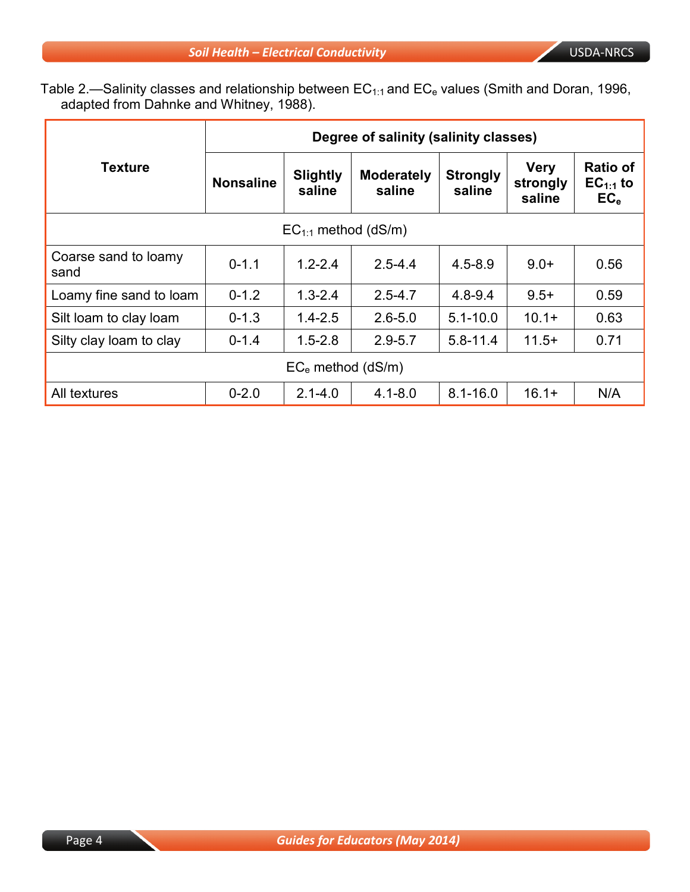Table 2.—Salinity classes and relationship between $EC_{1:1}$ and $EC_e$ values (Smith and Doran, 1996, adapted from Dahnke and Whitney, 1988).

| Texture | Degree of salinity (salinity classes) | | | | | |
|---|---|---|---|---|---|---|
| | **Nonsaline** | **Slightly saline** | **Moderately saline** | **Strongly saline** | **Very strongly saline** | **Ratio of $EC_{1:1}$ to $EC_e$** |
| $EC_{1:1}$ method (dS/m) | | | | | | |
| Coarse sand to loamy sand | 0-1.1 | 1.2-2.4 | 2.5-4.4 | 4.5-8.9 | 9.0+ | 0.56 |
| Loamy fine sand to loam | 0-1.2 | 1.3-2.4 | 2.5-4.7 | 4.8-9.4 | 9.5+ | 0.59 |
| Silt loam to clay loam | 0-1.3 | 1.4-2.5 | 2.6-5.0 | 5.1-10.0 | 10.1+ | 0.63 |
| Silty clay loam to clay | 0-1.4 | 1.5-2.8 | 2.9-5.7 | 5.8-11.4 | 11.5+ | 0.71 |
| $EC_e$ method (dS/m) | | | | | | |
| All textures | 0-2.0 | 2.1-4.0 | 4.1-8.0 | 8.1-16.0 | 16.1+ | N/A |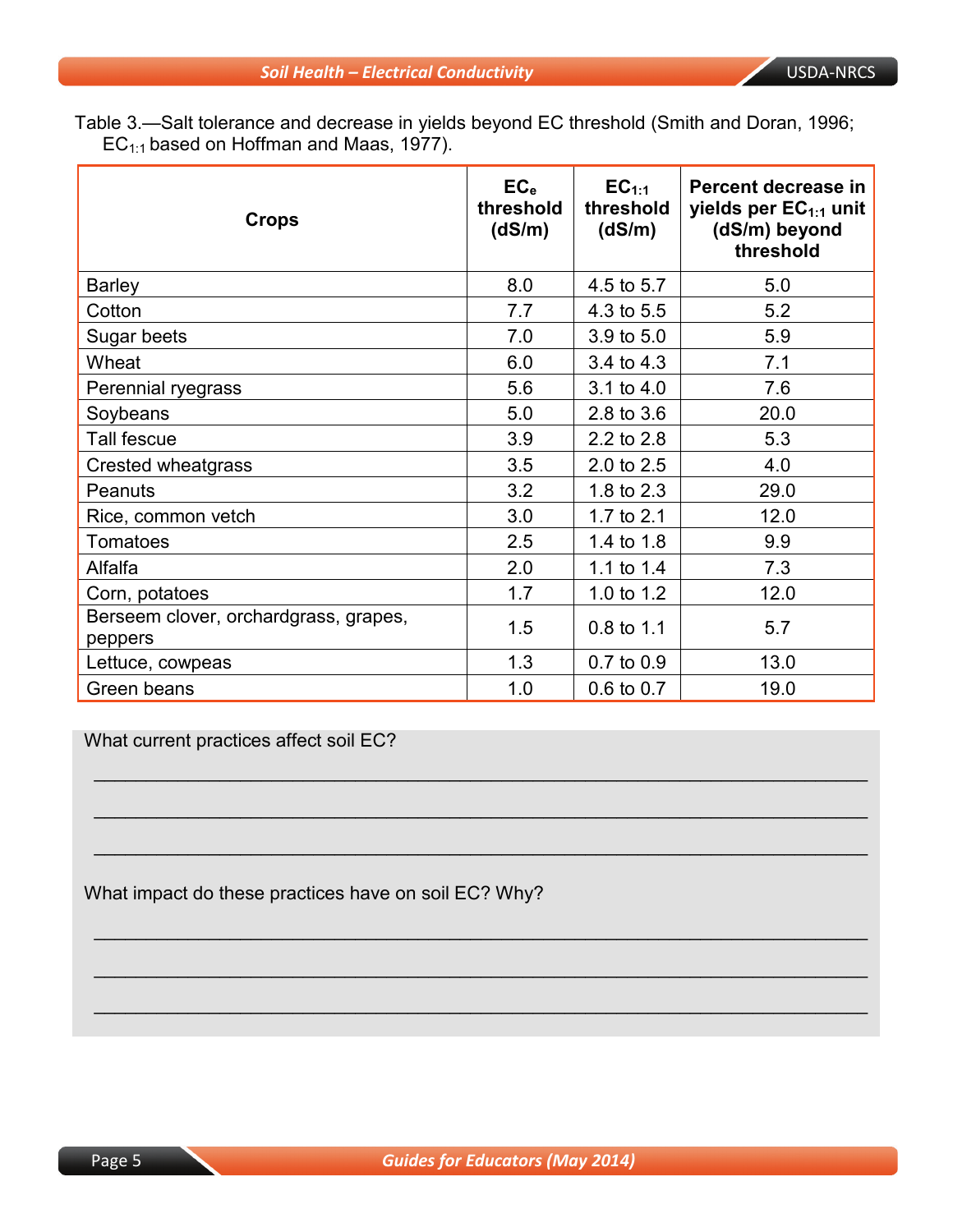Table 3.—Salt tolerance and decrease in yields beyond EC threshold (Smith and Doran, 1996; $EC_{1:1}$ based on Hoffman and Maas, 1977).

| Crops | $EC_e$ threshold (dS/m) | $EC_{1:1}$ threshold (dS/m) | Percent decrease in yields per $EC_{1:1}$ unit (dS/m) beyond threshold |
|---|---|---|---|
| Barley | 8.0 | 4.5 to 5.7 | 5.0 |
| Cotton | 7.7 | 4.3 to 5.5 | 5.2 |
| Sugar beets | 7.0 | 3.9 to 5.0 | 5.9 |
| Wheat | 6.0 | 3.4 to 4.3 | 7.1 |
| Perennial ryegrass | 5.6 | 3.1 to 4.0 | 7.6 |
| Soybeans | 5.0 | 2.8 to 3.6 | 20.0 |
| Tall fescue | 3.9 | 2.2 to 2.8 | 5.3 |
| Crested wheatgrass | 3.5 | 2.0 to 2.5 | 4.0 |
| Peanuts | 3.2 | 1.8 to 2.3 | 29.0 |
| Rice, common vetch | 3.0 | 1.7 to 2.1 | 12.0 |
| Tomatoes | 2.5 | 1.4 to 1.8 | 9.9 |
| Alfalfa | 2.0 | 1.1 to 1.4 | 7.3 |
| Corn, potatoes | 1.7 | 1.0 to 1.2 | 12.0 |
| Berseem clover, orchardgrass, grapes, peppers | 1.5 | 0.8 to 1.1 | 5.7 |
| Lettuce, cowpeas | 1.3 | 0.7 to 0.9 | 13.0 |
| Green beans | 1.0 | 0.6 to 0.7 | 19.0 |

What current practices affect soil EC?

_______________________________________________________________________________

_______________________________________________________________________________

_______________________________________________________________________________

What impact do these practices have on soil EC? Why?

_______________________________________________________________________________

_______________________________________________________________________________

_______________________________________________________________________________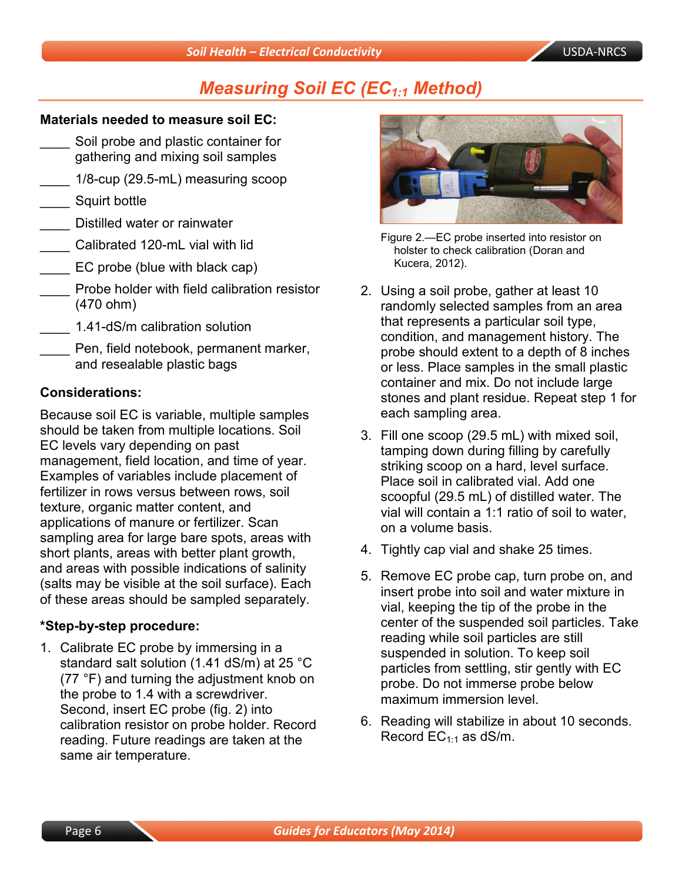## Measuring Soil EC ($EC_{1:1}$ Method)

**Materials needed to measure soil EC:**

- ____ Soil probe and plastic container for gathering and mixing soil samples
- ____ 1/8-cup (29.5-mL) measuring scoop
- ____ Squirt bottle
- ____ Distilled water or rainwater
- ____ Calibrated 120-mL vial with lid
- ____ EC probe (blue with black cap)
- ____ Probe holder with field calibration resistor (470 ohm)
- ____ 1.41-dS/m calibration solution
- ____ Pen, field notebook, permanent marker, and resealable plastic bags

**Considerations:**

Because soil EC is variable, multiple samples should be taken from multiple locations. Soil EC levels vary depending on past management, field location, and time of year. Examples of variables include placement of fertilizer in rows versus between rows, soil texture, organic matter content, and applications of manure or fertilizer. Scan sampling area for large bare spots, areas with short plants, areas with better plant growth, and areas with possible indications of salinity (salts may be visible at the soil surface). Each of these areas should be sampled separately.

**\*Step-by-step procedure:**

1. Calibrate EC probe by immersing in a standard salt solution (1.41 dS/m) at 25 °C (77 °F) and turning the adjustment knob on the probe to 1.4 with a screwdriver. Second, insert EC probe (fig. 2) into calibration resistor on probe holder. Record reading. Future readings are taken at the same air temperature.

Figure 2.—EC probe inserted into resistor on holster to check calibration (Doran and Kucera, 2012).

2. Using a soil probe, gather at least 10 randomly selected samples from an area that represents a particular soil type, condition, and management history. The probe should extent to a depth of 8 inches or less. Place samples in the small plastic container and mix. Do not include large stones and plant residue. Repeat step 1 for each sampling area.
3. Fill one scoop (29.5 mL) with mixed soil, tamping down during filling by carefully striking scoop on a hard, level surface. Place soil in calibrated vial. Add one scoopful (29.5 mL) of distilled water. The vial will contain a 1:1 ratio of soil to water, on a volume basis.
4. Tightly cap vial and shake 25 times.
5. Remove EC probe cap, turn probe on, and insert probe into soil and water mixture in vial, keeping the tip of the probe in the center of the suspended soil particles. Take reading while soil particles are still suspended in solution. To keep soil particles from settling, stir gently with EC probe. Do not immerse probe below maximum immersion level.
6. Reading will stabilize in about 10 seconds. Record $EC_{1:1}$ as dS/m.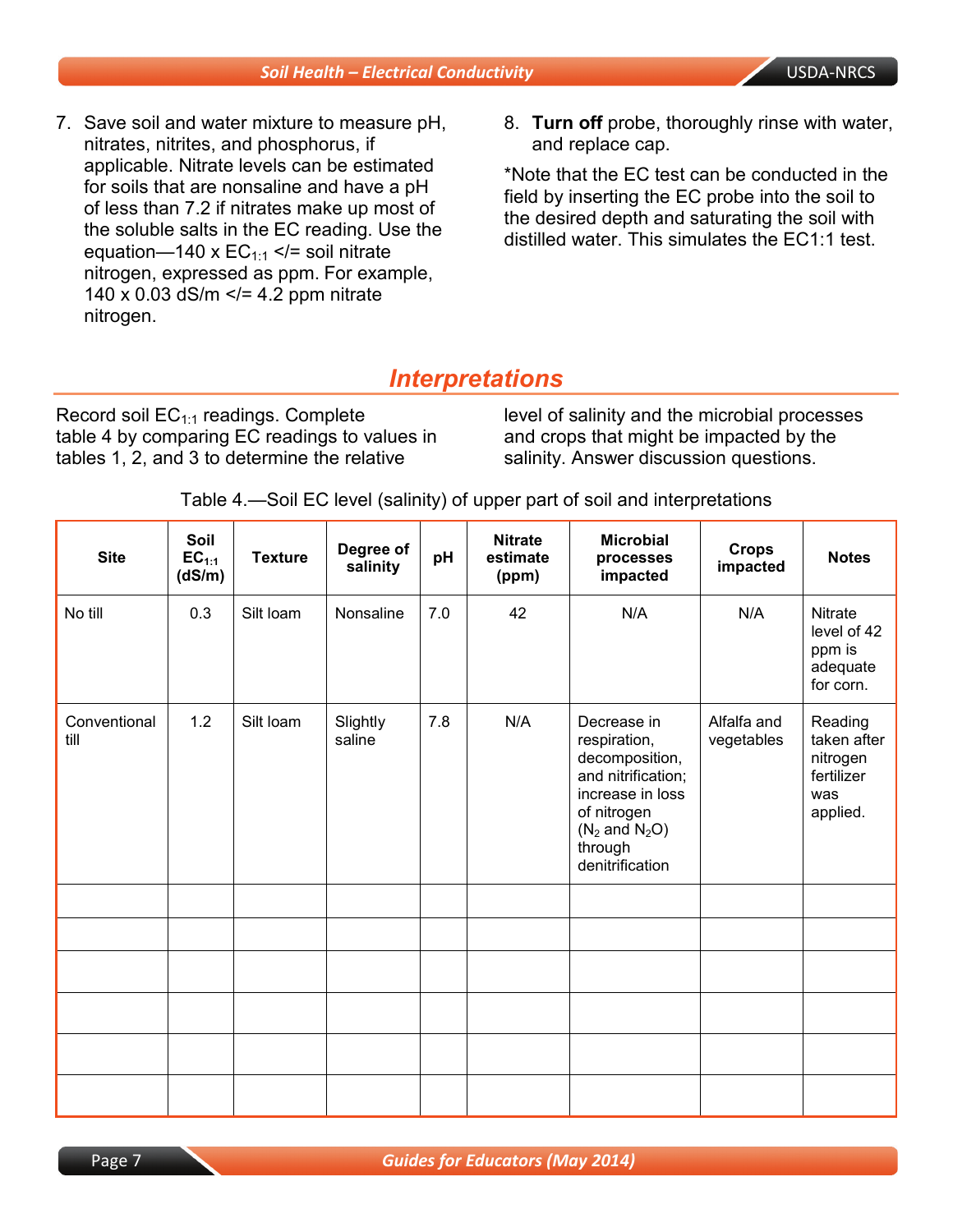7. Save soil and water mixture to measure pH, nitrates, nitrites, and phosphorus, if applicable. Nitrate levels can be estimated for soils that are nonsaline and have a pH of less than 7.2 if nitrates make up most of the soluble salts in the EC reading. Use the equation—140 x $EC_{1:1}$ </= soil nitrate nitrogen, expressed as ppm. For example, 140 x 0.03 dS/m </= 4.2 ppm nitrate nitrogen.

8. **Turn off** probe, thoroughly rinse with water, and replace cap.

*Note that the EC test can be conducted in the field by inserting the EC probe into the soil to the desired depth and saturating the soil with distilled water. This simulates the EC1:1 test.

## *Interpretations*

Record soil $EC_{1:1}$ readings. Complete table 4 by comparing EC readings to values in tables 1, 2, and 3 to determine the relative level of salinity and the microbial processes and crops that might be impacted by the salinity. Answer discussion questions.

Table 4.—Soil EC level (salinity) of upper part of soil and interpretations

| Site | Soil $EC_{1:1}$ (dS/m) | Texture | Degree of salinity | pH | Nitrate estimate (ppm) | Microbial processes impacted | Crops impacted | Notes |
|---|---|---|---|---|---|---|---|---|
| No till | 0.3 | Silt loam | Nonsaline | 7.0 | 42 | N/A | N/A | Nitrate level of 42 ppm is adequate for corn. |
| Conventional till | 1.2 | Silt loam | Slightly saline | 7.8 | N/A | Decrease in respiration, decomposition, and nitrification; increase in loss of nitrogen ($N_2$ and $N_2O$) through denitrification | Alfalfa and vegetables | Reading taken after nitrogen fertilizer was applied. |
| | | | | | | | | |
| | | | | | | | | |
| | | | | | | | | |
| | | | | | | | | |
| | | | | | | | | |
| | | | | | | | | |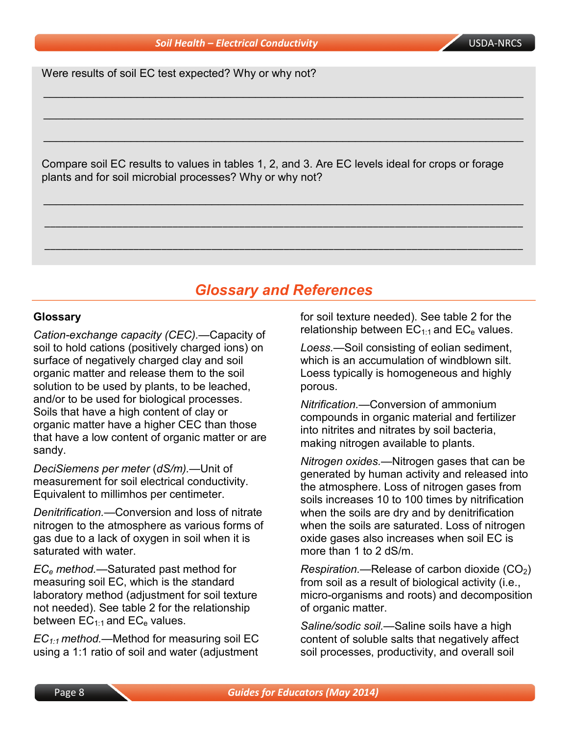Were results of soil EC test expected? Why or why not?

\_\_\_\_\_\_\_\_\_\_\_\_\_\_\_\_\_\_\_\_\_\_\_\_\_\_\_\_\_\_\_\_\_\_\_\_\_\_\_\_\_\_\_\_\_\_\_\_\_\_\_\_\_\_\_\_\_\_\_\_\_\_\_\_\_\_\_\_\_\_

\_\_\_\_\_\_\_\_\_\_\_\_\_\_\_\_\_\_\_\_\_\_\_\_\_\_\_\_\_\_\_\_\_\_\_\_\_\_\_\_\_\_\_\_\_\_\_\_\_\_\_\_\_\_\_\_\_\_\_\_\_\_\_\_\_\_\_\_\_\_

\_\_\_\_\_\_\_\_\_\_\_\_\_\_\_\_\_\_\_\_\_\_\_\_\_\_\_\_\_\_\_\_\_\_\_\_\_\_\_\_\_\_\_\_\_\_\_\_\_\_\_\_\_\_\_\_\_\_\_\_\_\_\_\_\_\_\_\_\_\_

Compare soil EC results to values in tables 1, 2, and 3. Are EC levels ideal for crops or forage plants and for soil microbial processes? Why or why not?

\_\_\_\_\_\_\_\_\_\_\_\_\_\_\_\_\_\_\_\_\_\_\_\_\_\_\_\_\_\_\_\_\_\_\_\_\_\_\_\_\_\_\_\_\_\_\_\_\_\_\_\_\_\_\_\_\_\_\_\_\_\_\_\_\_\_\_\_\_\_

\_\_\_\_\_\_\_\_\_\_\_\_\_\_\_\_\_\_\_\_\_\_\_\_\_\_\_\_\_\_\_\_\_\_\_\_\_\_\_\_\_\_\_\_\_\_\_\_\_\_\_\_\_\_\_\_\_\_\_\_\_\_\_\_\_\_\_\_\_\_

\_\_\_\_\_\_\_\_\_\_\_\_\_\_\_\_\_\_\_\_\_\_\_\_\_\_\_\_\_\_\_\_\_\_\_\_\_\_\_\_\_\_\_\_\_\_\_\_\_\_\_\_\_\_\_\_\_\_\_\_\_\_\_\_\_\_\_\_\_\_

## Glossary and References

### Glossary

*Cation-exchange capacity (CEC).*—Capacity of soil to hold cations (positively charged ions) on surface of negatively charged clay and soil organic matter and release them to the soil solution to be used by plants, to be leached, and/or to be used for biological processes. Soils that have a high content of clay or organic matter have a higher CEC than those that have a low content of organic matter or are sandy.

*DeciSiemens per meter* (*dS/m*).—Unit of measurement for soil electrical conductivity. Equivalent to millimhos per centimeter.

*Denitrification.*—Conversion and loss of nitrate nitrogen to the atmosphere as various forms of gas due to a lack of oxygen in soil when it is saturated with water.

*$EC_e$ method.*—Saturated past method for measuring soil EC, which is the standard laboratory method (adjustment for soil texture not needed). See table 2 for the relationship between $EC_{1:1}$ and $EC_e$ values.

*$EC_{1:1}$ method.*—Method for measuring soil EC using a 1:1 ratio of soil and water (adjustment for soil texture needed). See table 2 for the relationship between $EC_{1:1}$ and $EC_e$ values.

*Loess.*—Soil consisting of eolian sediment, which is an accumulation of windblown silt. Loess typically is homogeneous and highly porous.

*Nitrification.*—Conversion of ammonium compounds in organic material and fertilizer into nitrites and nitrates by soil bacteria, making nitrogen available to plants.

*Nitrogen oxides.*—Nitrogen gases that can be generated by human activity and released into the atmosphere. Loss of nitrogen gases from soils increases 10 to 100 times by nitrification when the soils are dry and by denitrification when the soils are saturated. Loss of nitrogen oxide gases also increases when soil EC is more than 1 to 2 dS/m.

*Respiration.*—Release of carbon dioxide ($CO_2$) from soil as a result of biological activity (i.e., micro-organisms and roots) and decomposition of organic matter.

*Saline/sodic soil.*—Saline soils have a high content of soluble salts that negatively affect soil processes, productivity, and overall soil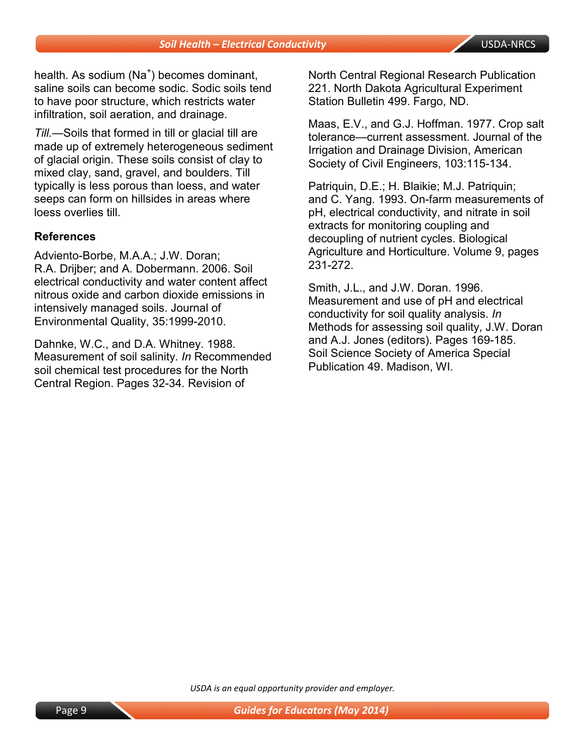health. As sodium ($Na^+$) becomes dominant, saline soils can become sodic. Sodic soils tend to have poor structure, which restricts water infiltration, soil aeration, and drainage.

*Till.*—Soils that formed in till or glacial till are made up of extremely heterogeneous sediment of glacial origin. These soils consist of clay to mixed clay, sand, gravel, and boulders. Till typically is less porous than loess, and water seeps can form on hillsides in areas where loess overlies till.

### References

Adviento-Borbe, M.A.A.; J.W. Doran; R.A. Drijber; and A. Dobermann. 2006. Soil electrical conductivity and water content affect nitrous oxide and carbon dioxide emissions in intensively managed soils. Journal of Environmental Quality, 35:1999-2010.

Dahnke, W.C., and D.A. Whitney. 1988. Measurement of soil salinity. *In* Recommended soil chemical test procedures for the North Central Region. Pages 32-34. Revision of North Central Regional Research Publication 221. North Dakota Agricultural Experiment Station Bulletin 499. Fargo, ND.

Maas, E.V., and G.J. Hoffman. 1977. Crop salt tolerance—current assessment. Journal of the Irrigation and Drainage Division, American Society of Civil Engineers, 103:115-134.

Patriquin, D.E.; H. Blaikie; M.J. Patriquin; and C. Yang. 1993. On-farm measurements of pH, electrical conductivity, and nitrate in soil extracts for monitoring coupling and decoupling of nutrient cycles. Biological Agriculture and Horticulture. Volume 9, pages 231-272.

Smith, J.L., and J.W. Doran. 1996. Measurement and use of pH and electrical conductivity for soil quality analysis. *In* Methods for assessing soil quality, J.W. Doran and A.J. Jones (editors). Pages 169-185. Soil Science Society of America Special Publication 49. Madison, WI.

*USDA is an equal opportunity provider and employer.*